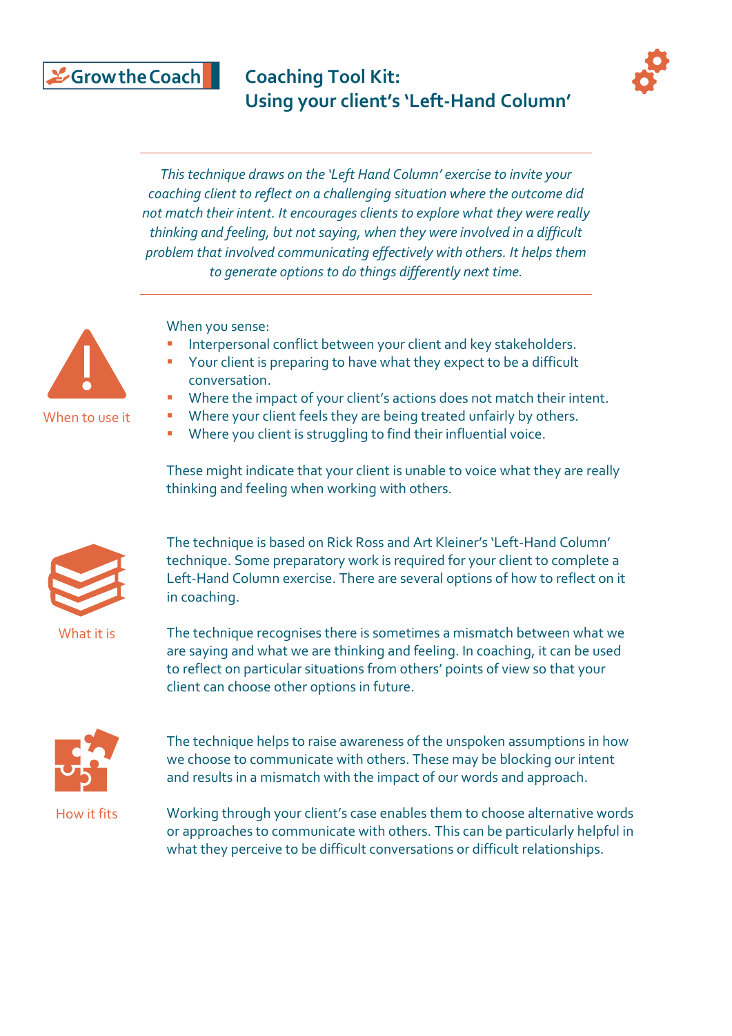Grow the Coach

# Coaching Tool Kit: Using your client's 'Left-Hand Column'

*This technique draws on the 'Left Hand Column' exercise to invite your coaching client to reflect on a challenging situation where the outcome did not match their intent. It encourages clients to explore what they were really thinking and feeling, but not saying, when they were involved in a difficult problem that involved communicating effectively with others. It helps them to generate options to do things differently next time.*

## When to use it

When you sense:

- Interpersonal conflict between your client and key stakeholders.
- Your client is preparing to have what they expect to be a difficult conversation.
- Where the impact of your client's actions does not match their intent.
- Where your client feels they are being treated unfairly by others.
- Where you client is struggling to find their influential voice.

These might indicate that your client is unable to voice what they are really thinking and feeling when working with others.

## What it is

The technique is based on Rick Ross and Art Kleiner's 'Left-Hand Column' technique. Some preparatory work is required for your client to complete a Left-Hand Column exercise. There are several options of how to reflect on it in coaching.

The technique recognises there is sometimes a mismatch between what we are saying and what we are thinking and feeling. In coaching, it can be used to reflect on particular situations from others' points of view so that your client can choose other options in future.

## How it fits

The technique helps to raise awareness of the unspoken assumptions in how we choose to communicate with others. These may be blocking our intent and results in a mismatch with the impact of our words and approach.

Working through your client's case enables them to choose alternative words or approaches to communicate with others. This can be particularly helpful in what they perceive to be difficult conversations or difficult relationships.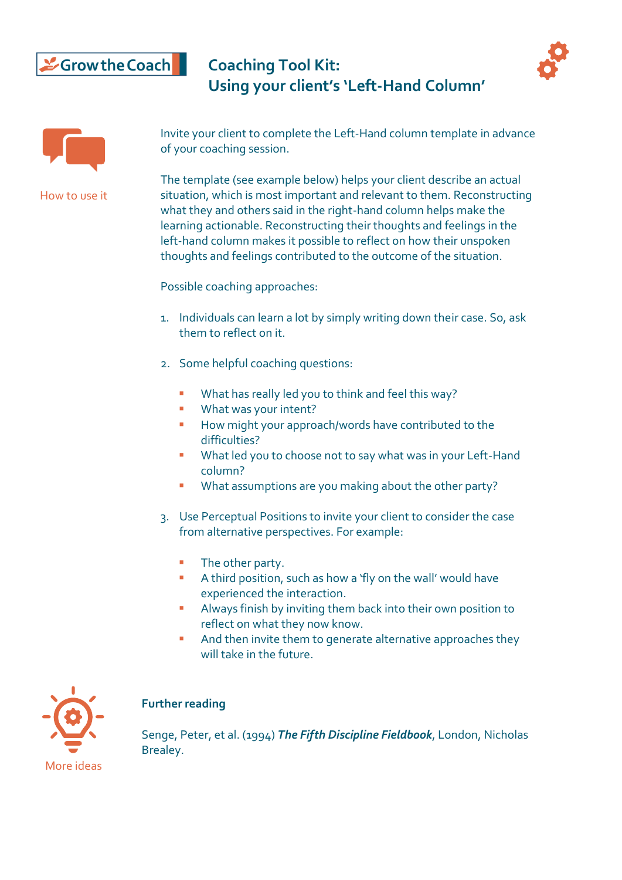Grow the Coach

# Coaching Tool Kit: Using your client's 'Left-Hand Column'

How to use it

Invite your client to complete the Left-Hand column template in advance of your coaching session.

The template (see example below) helps your client describe an actual situation, which is most important and relevant to them. Reconstructing what they and others said in the right-hand column helps make the learning actionable. Reconstructing their thoughts and feelings in the left-hand column makes it possible to reflect on how their unspoken thoughts and feelings contributed to the outcome of the situation.

Possible coaching approaches:

1. Individuals can learn a lot by simply writing down their case. So, ask them to reflect on it.

2. Some helpful coaching questions:

   - What has really led you to think and feel this way?
   - What was your intent?
   - How might your approach/words have contributed to the difficulties?
   - What led you to choose not to say what was in your Left-Hand column?
   - What assumptions are you making about the other party?

3. Use Perceptual Positions to invite your client to consider the case from alternative perspectives. For example:

   - The other party.
   - A third position, such as how a 'fly on the wall' would have experienced the interaction.
   - Always finish by inviting them back into their own position to reflect on what they now know.
   - And then invite them to generate alternative approaches they will take in the future.

More ideas

**Further reading**

Senge, Peter, et al. (1994) ***The Fifth Discipline Fieldbook***, London, Nicholas Brealey.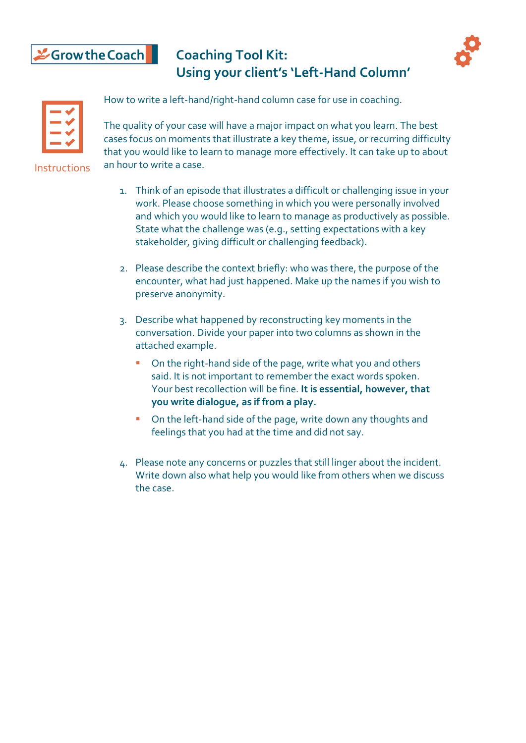# Coaching Tool Kit: Using your client's 'Left-Hand Column'

Instructions

How to write a left-hand/right-hand column case for use in coaching.

The quality of your case will have a major impact on what you learn. The best cases focus on moments that illustrate a key theme, issue, or recurring difficulty that you would like to learn to manage more effectively. It can take up to about an hour to write a case.

1. Think of an episode that illustrates a difficult or challenging issue in your work. Please choose something in which you were personally involved and which you would like to learn to manage as productively as possible. State what the challenge was (e.g., setting expectations with a key stakeholder, giving difficult or challenging feedback).

2. Please describe the context briefly: who was there, the purpose of the encounter, what had just happened. Make up the names if you wish to preserve anonymity.

3. Describe what happened by reconstructing key moments in the conversation. Divide your paper into two columns as shown in the attached example.
   - On the right-hand side of the page, write what you and others said. It is not important to remember the exact words spoken. Your best recollection will be fine. **It is essential, however, that you write dialogue, as if from a play.**
   - On the left-hand side of the page, write down any thoughts and feelings that you had at the time and did not say.

4. Please note any concerns or puzzles that still linger about the incident. Write down also what help you would like from others when we discuss the case.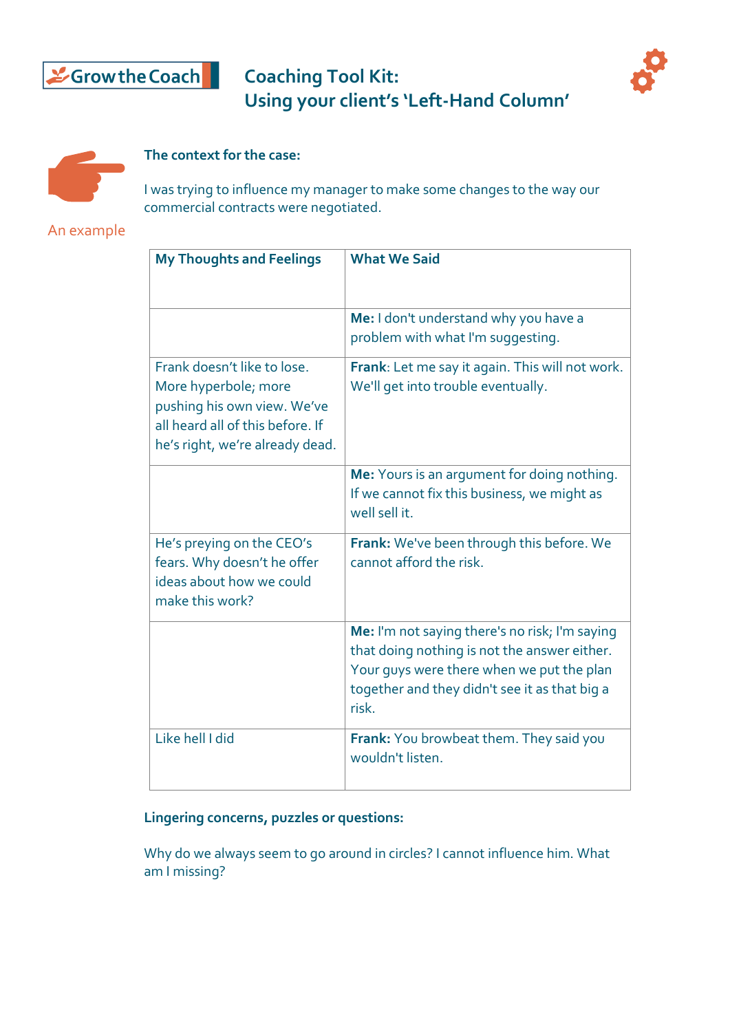Grow the Coach

# Coaching Tool Kit: Using your client's 'Left-Hand Column'

An example

### The context for the case:

I was trying to influence my manager to make some changes to the way our commercial contracts were negotiated.

| My Thoughts and Feelings | What We Said |
|---|---|
| | **Me:** I don't understand why you have a problem with what I'm suggesting. |
| Frank doesn't like to lose. More hyperbole; more pushing his own view. We've all heard all of this before. If he's right, we're already dead. | **Frank**: Let me say it again. This will not work. We'll get into trouble eventually. |
| | **Me:** Yours is an argument for doing nothing. If we cannot fix this business, we might as well sell it. |
| He's preying on the CEO's fears. Why doesn't he offer ideas about how we could make this work? | **Frank:** We've been through this before. We cannot afford the risk. |
| | **Me:** I'm not saying there's no risk; I'm saying that doing nothing is not the answer either. Your guys were there when we put the plan together and they didn't see it as that big a risk. |
| Like hell I did | **Frank:** You browbeat them. They said you wouldn't listen. |

### Lingering concerns, puzzles or questions:

Why do we always seem to go around in circles? I cannot influence him. What am I missing?